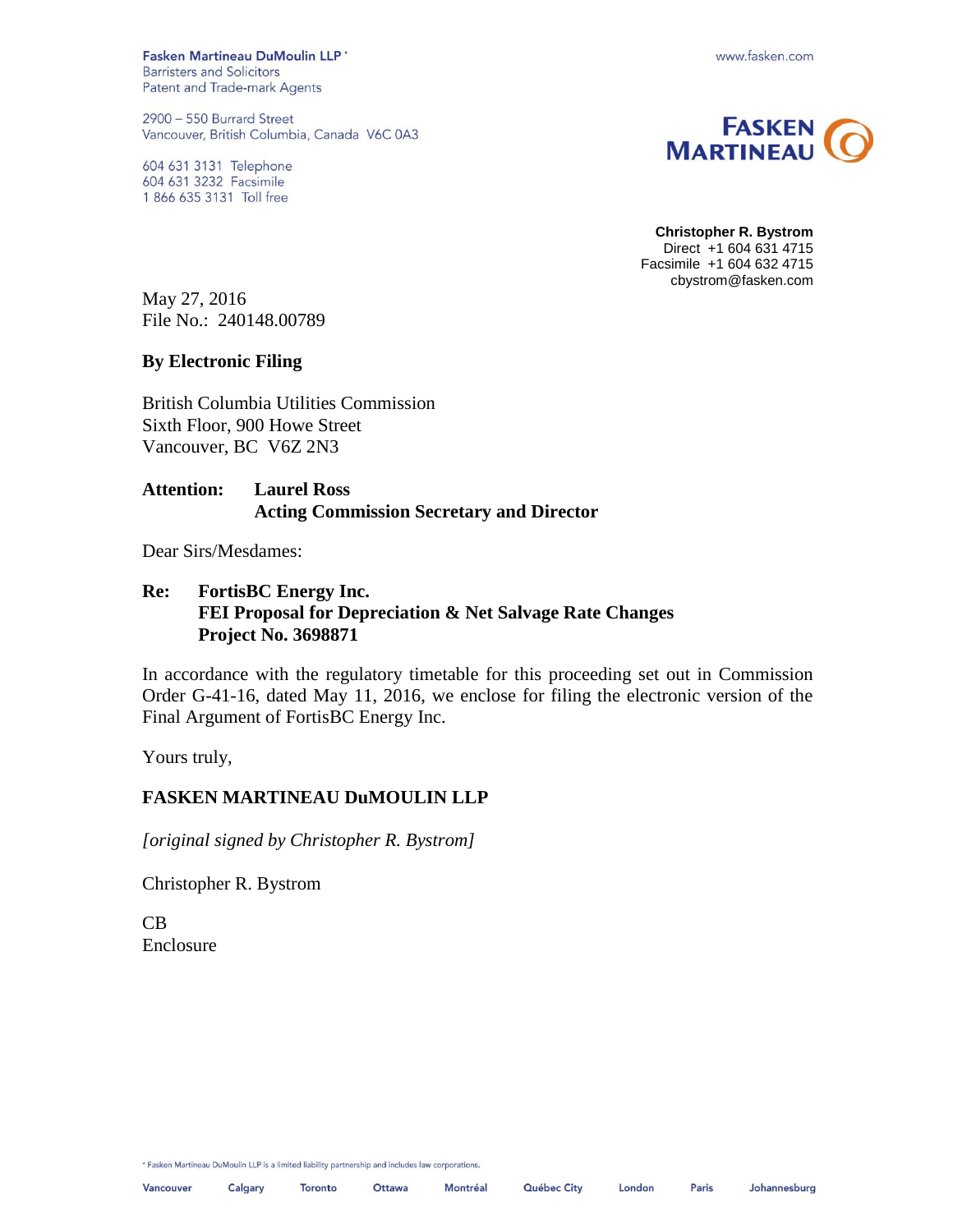Fasken Martineau DuMoulin LLP *
Barristers and Solicitors
Patent and Trade-mark Agents

2900 – 550 Burrard Street
Vancouver, British Columbia, Canada V6C 0A3

604 631 3131 Telephone
604 631 3232 Facsimile
1 866 635 3131 Toll free

www.fasken.com

FASKEN MARTINEAU

**Christopher R. Bystrom**
Direct +1 604 631 4715
Facsimile +1 604 632 4715
cbystrom@fasken.com

May 27, 2016
File No.: 240148.00789

**By Electronic Filing**

British Columbia Utilities Commission
Sixth Floor, 900 Howe Street
Vancouver, BC V6Z 2N3

**Attention: Laurel Ross**
**Acting Commission Secretary and Director**

Dear Sirs/Mesdames:

**Re: FortisBC Energy Inc.**
**FEI Proposal for Depreciation & Net Salvage Rate Changes**
**Project No. 3698871**

In accordance with the regulatory timetable for this proceeding set out in Commission Order G-41-16, dated May 11, 2016, we enclose for filing the electronic version of the Final Argument of FortisBC Energy Inc.

Yours truly,

**FASKEN MARTINEAU DuMOULIN LLP**

*[original signed by Christopher R. Bystrom]*

Christopher R. Bystrom

CB
Enclosure

* Fasken Martineau DuMoulin LLP is a limited liability partnership and includes law corporations.

Vancouver Calgary Toronto Ottawa Montréal Québec City London Paris Johannesburg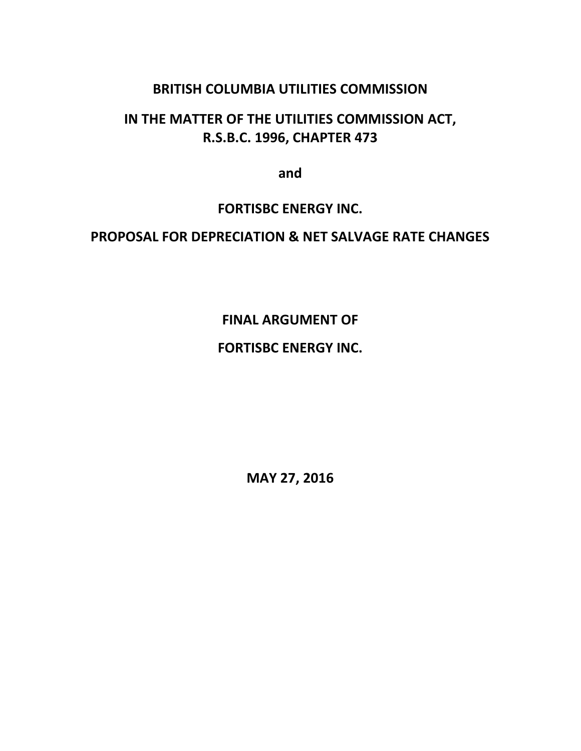**BRITISH COLUMBIA UTILITIES COMMISSION**

**IN THE MATTER OF THE UTILITIES COMMISSION ACT, R.S.B.C. 1996, CHAPTER 473**

**and**

**FORTISBC ENERGY INC.**

**PROPOSAL FOR DEPRECIATION & NET SALVAGE RATE CHANGES**

**FINAL ARGUMENT OF**

**FORTISBC ENERGY INC.**

**MAY 27, 2016**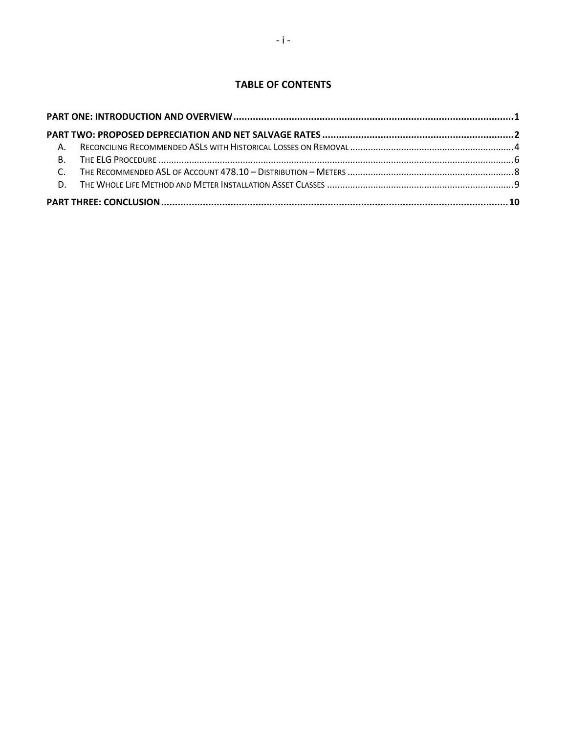## TABLE OF CONTENTS

**PART ONE: INTRODUCTION AND OVERVIEW** .................................................. **1**

**PART TWO: PROPOSED DEPRECIATION AND NET SALVAGE RATES** .................................................. **2**

A. RECONCILING RECOMMENDED ASLS WITH HISTORICAL LOSSES ON REMOVAL .................................................. 4

B. THE ELG PROCEDURE .................................................. 6

C. THE RECOMMENDED ASL OF ACCOUNT 478.10 – DISTRIBUTION – METERS .................................................. 8

D. THE WHOLE LIFE METHOD AND METER INSTALLATION ASSET CLASSES .................................................. 9

**PART THREE: CONCLUSION** .................................................. **10**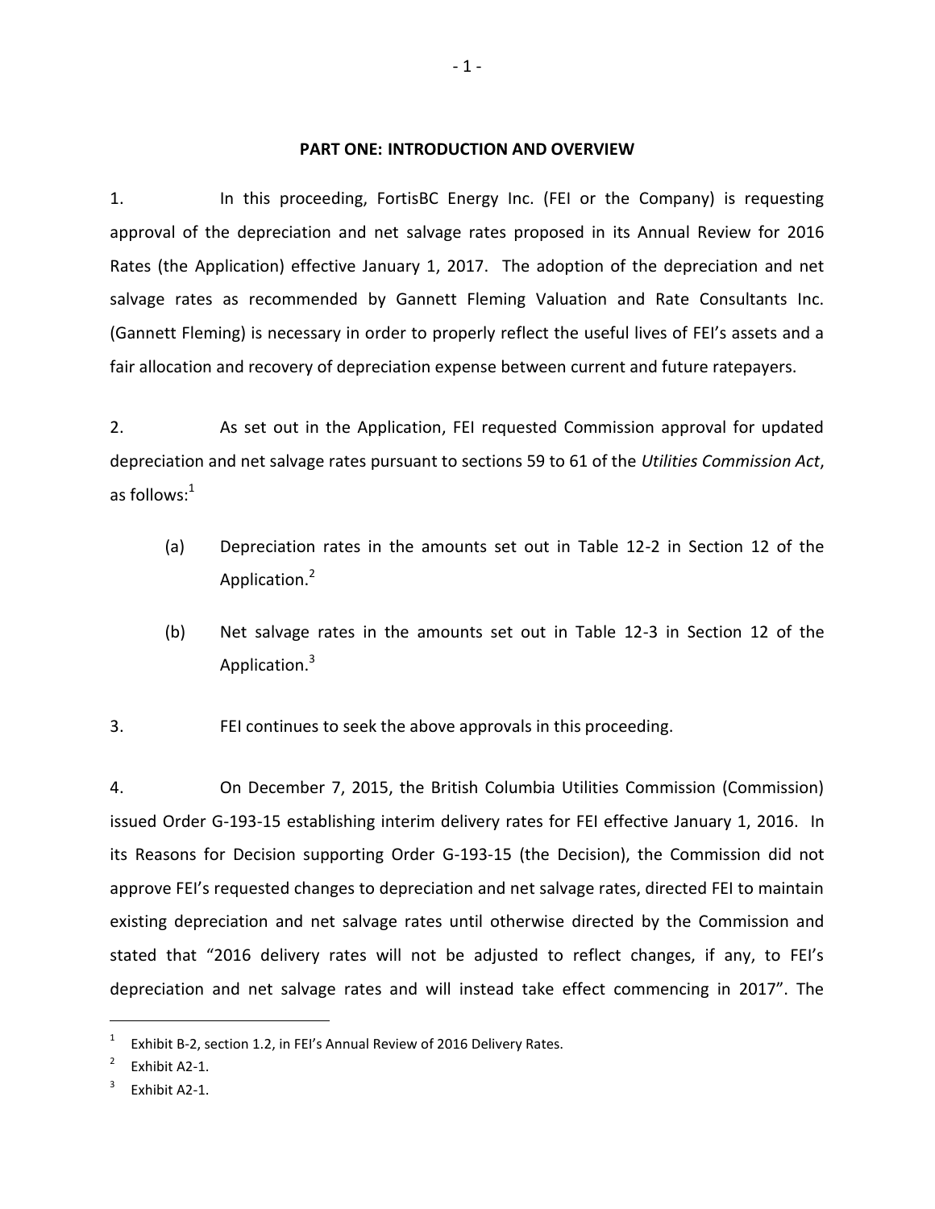## PART ONE: INTRODUCTION AND OVERVIEW

1. In this proceeding, FortisBC Energy Inc. (FEI or the Company) is requesting approval of the depreciation and net salvage rates proposed in its Annual Review for 2016 Rates (the Application) effective January 1, 2017. The adoption of the depreciation and net salvage rates as recommended by Gannett Fleming Valuation and Rate Consultants Inc. (Gannett Fleming) is necessary in order to properly reflect the useful lives of FEI's assets and a fair allocation and recovery of depreciation expense between current and future ratepayers.

2. As set out in the Application, FEI requested Commission approval for updated depreciation and net salvage rates pursuant to sections 59 to 61 of the *Utilities Commission Act*, as follows:[1]

   (a) Depreciation rates in the amounts set out in Table 12-2 in Section 12 of the Application.[2]

   (b) Net salvage rates in the amounts set out in Table 12-3 in Section 12 of the Application.[3]

3. FEI continues to seek the above approvals in this proceeding.

4. On December 7, 2015, the British Columbia Utilities Commission (Commission) issued Order G-193-15 establishing interim delivery rates for FEI effective January 1, 2016. In its Reasons for Decision supporting Order G-193-15 (the Decision), the Commission did not approve FEI's requested changes to depreciation and net salvage rates, directed FEI to maintain existing depreciation and net salvage rates until otherwise directed by the Commission and stated that "2016 delivery rates will not be adjusted to reflect changes, if any, to FEI's depreciation and net salvage rates and will instead take effect commencing in 2017". The

---

[1] Exhibit B-2, section 1.2, in FEI's Annual Review of 2016 Delivery Rates.

[2] Exhibit A2-1.

[3] Exhibit A2-1.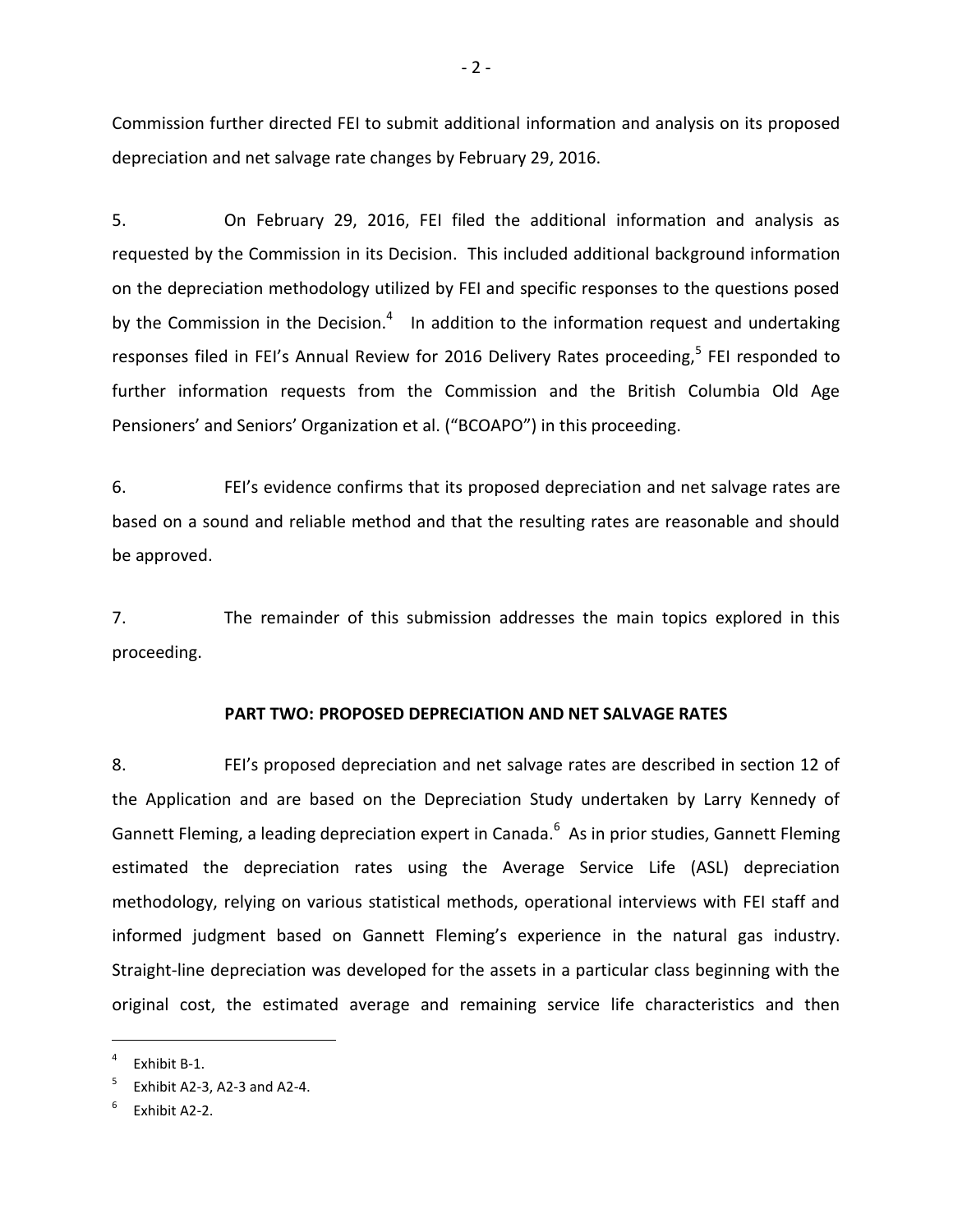Commission further directed FEI to submit additional information and analysis on its proposed depreciation and net salvage rate changes by February 29, 2016.

5. On February 29, 2016, FEI filed the additional information and analysis as requested by the Commission in its Decision. This included additional background information on the depreciation methodology utilized by FEI and specific responses to the questions posed by the Commission in the Decision.[4] In addition to the information request and undertaking responses filed in FEI's Annual Review for 2016 Delivery Rates proceeding,[5] FEI responded to further information requests from the Commission and the British Columbia Old Age Pensioners' and Seniors' Organization et al. ("BCOAPO") in this proceeding.

6. FEI's evidence confirms that its proposed depreciation and net salvage rates are based on a sound and reliable method and that the resulting rates are reasonable and should be approved.

7. The remainder of this submission addresses the main topics explored in this proceeding.

**PART TWO: PROPOSED DEPRECIATION AND NET SALVAGE RATES**

8. FEI's proposed depreciation and net salvage rates are described in section 12 of the Application and are based on the Depreciation Study undertaken by Larry Kennedy of Gannett Fleming, a leading depreciation expert in Canada.[6] As in prior studies, Gannett Fleming estimated the depreciation rates using the Average Service Life (ASL) depreciation methodology, relying on various statistical methods, operational interviews with FEI staff and informed judgment based on Gannett Fleming's experience in the natural gas industry. Straight-line depreciation was developed for the assets in a particular class beginning with the original cost, the estimated average and remaining service life characteristics and then

---

[4] Exhibit B-1.

[5] Exhibit A2-3, A2-3 and A2-4.

[6] Exhibit A2-2.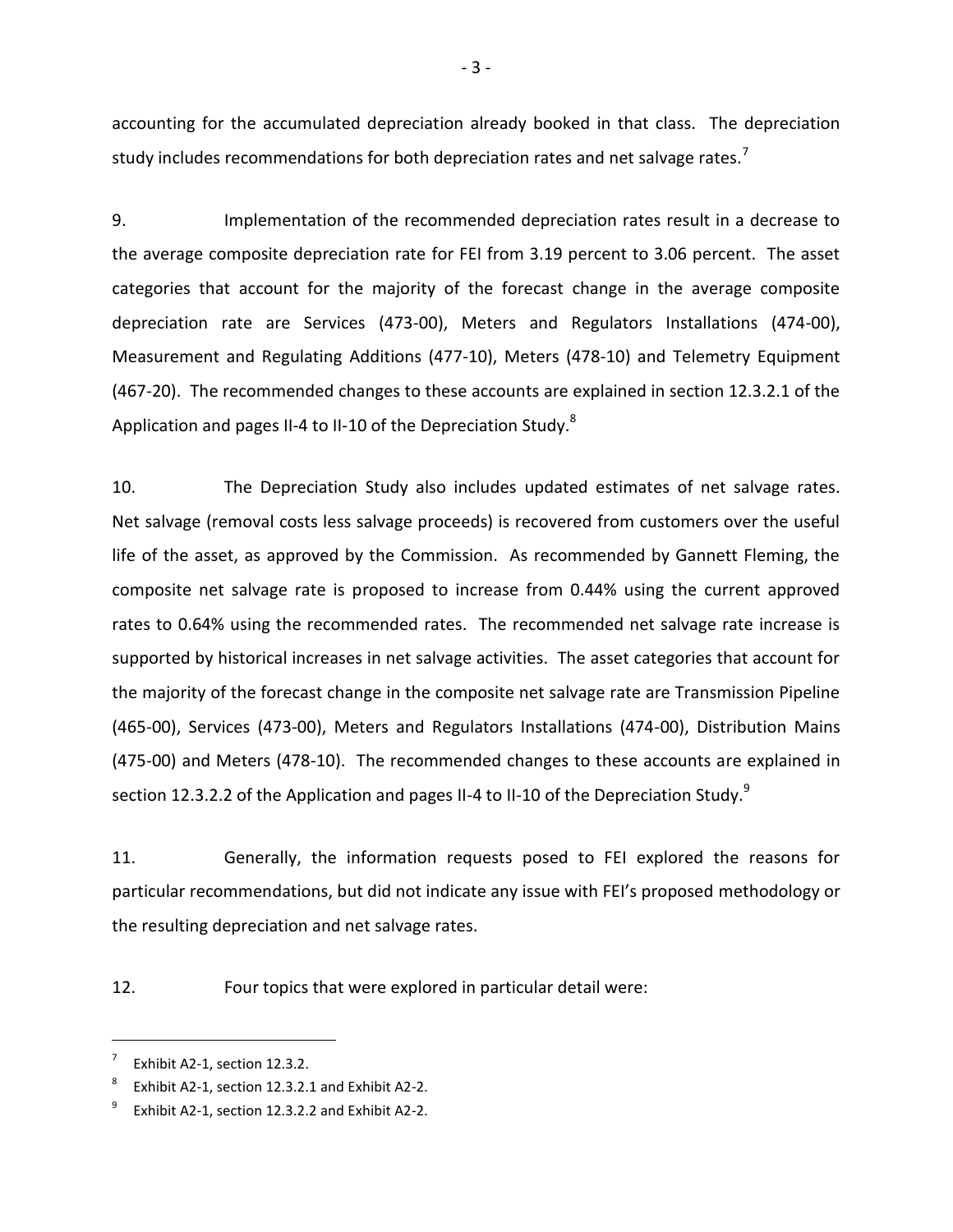accounting for the accumulated depreciation already booked in that class. The depreciation study includes recommendations for both depreciation rates and net salvage rates.[7]

9. Implementation of the recommended depreciation rates result in a decrease to the average composite depreciation rate for FEI from 3.19 percent to 3.06 percent. The asset categories that account for the majority of the forecast change in the average composite depreciation rate are Services (473-00), Meters and Regulators Installations (474-00), Measurement and Regulating Additions (477-10), Meters (478-10) and Telemetry Equipment (467-20). The recommended changes to these accounts are explained in section 12.3.2.1 of the Application and pages II-4 to II-10 of the Depreciation Study.[8]

10. The Depreciation Study also includes updated estimates of net salvage rates. Net salvage (removal costs less salvage proceeds) is recovered from customers over the useful life of the asset, as approved by the Commission. As recommended by Gannett Fleming, the composite net salvage rate is proposed to increase from 0.44% using the current approved rates to 0.64% using the recommended rates. The recommended net salvage rate increase is supported by historical increases in net salvage activities. The asset categories that account for the majority of the forecast change in the composite net salvage rate are Transmission Pipeline (465-00), Services (473-00), Meters and Regulators Installations (474-00), Distribution Mains (475-00) and Meters (478-10). The recommended changes to these accounts are explained in section 12.3.2.2 of the Application and pages II-4 to II-10 of the Depreciation Study.[9]

11. Generally, the information requests posed to FEI explored the reasons for particular recommendations, but did not indicate any issue with FEI's proposed methodology or the resulting depreciation and net salvage rates.

12. Four topics that were explored in particular detail were:

---

[7] Exhibit A2-1, section 12.3.2.

[8] Exhibit A2-1, section 12.3.2.1 and Exhibit A2-2.

[9] Exhibit A2-1, section 12.3.2.2 and Exhibit A2-2.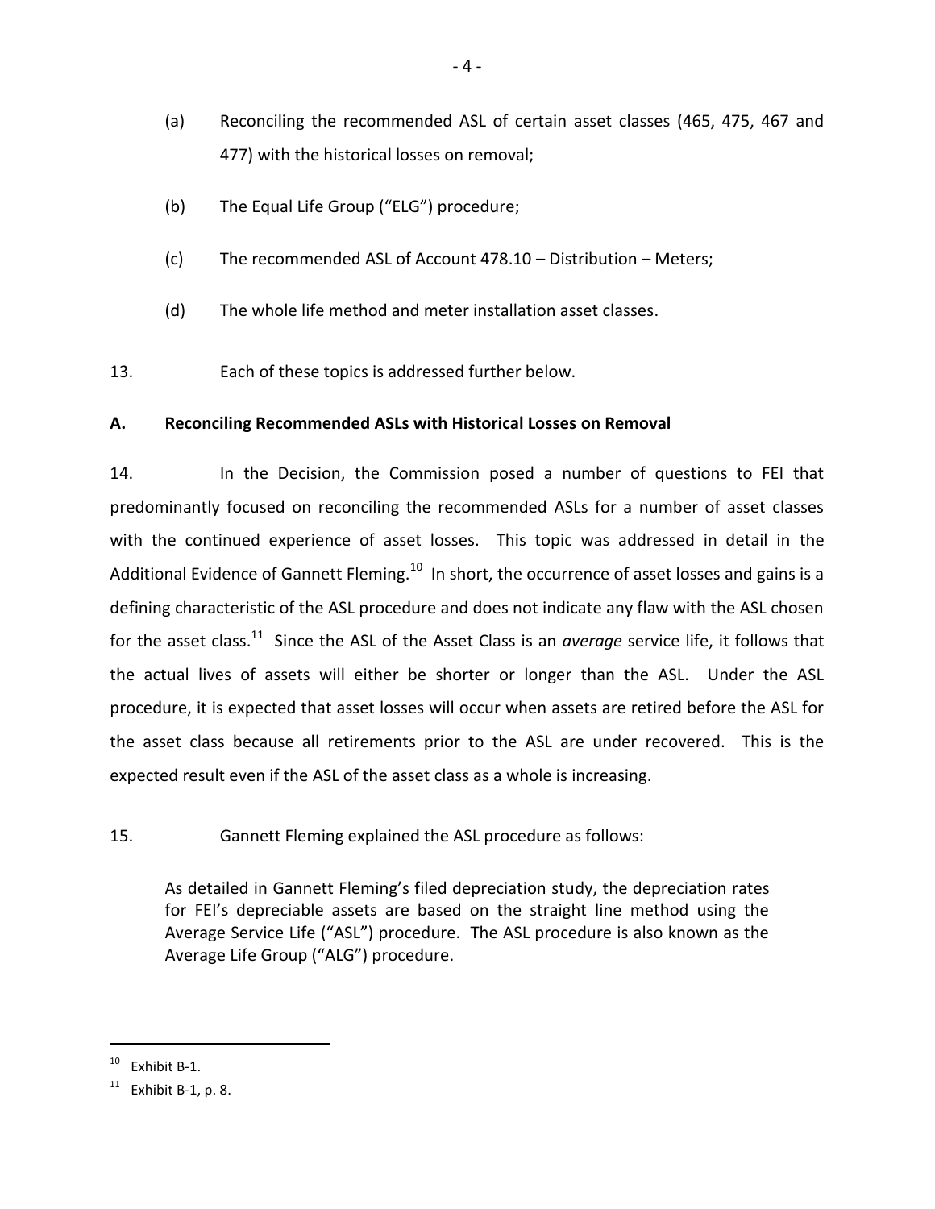(a) Reconciling the recommended ASL of certain asset classes (465, 475, 467 and 477) with the historical losses on removal;

(b) The Equal Life Group ("ELG") procedure;

(c) The recommended ASL of Account 478.10 – Distribution – Meters;

(d) The whole life method and meter installation asset classes.

13. Each of these topics is addressed further below.

**A. Reconciling Recommended ASLs with Historical Losses on Removal**

14. In the Decision, the Commission posed a number of questions to FEI that predominantly focused on reconciling the recommended ASLs for a number of asset classes with the continued experience of asset losses. This topic was addressed in detail in the Additional Evidence of Gannett Fleming.[10] In short, the occurrence of asset losses and gains is a defining characteristic of the ASL procedure and does not indicate any flaw with the ASL chosen for the asset class.[11] Since the ASL of the Asset Class is an *average* service life, it follows that the actual lives of assets will either be shorter or longer than the ASL. Under the ASL procedure, it is expected that asset losses will occur when assets are retired before the ASL for the asset class because all retirements prior to the ASL are under recovered. This is the expected result even if the ASL of the asset class as a whole is increasing.

15. Gannett Fleming explained the ASL procedure as follows:

> As detailed in Gannett Fleming's filed depreciation study, the depreciation rates for FEI's depreciable assets are based on the straight line method using the Average Service Life ("ASL") procedure. The ASL procedure is also known as the Average Life Group ("ALG") procedure.

---

[10] Exhibit B-1.

[11] Exhibit B-1, p. 8.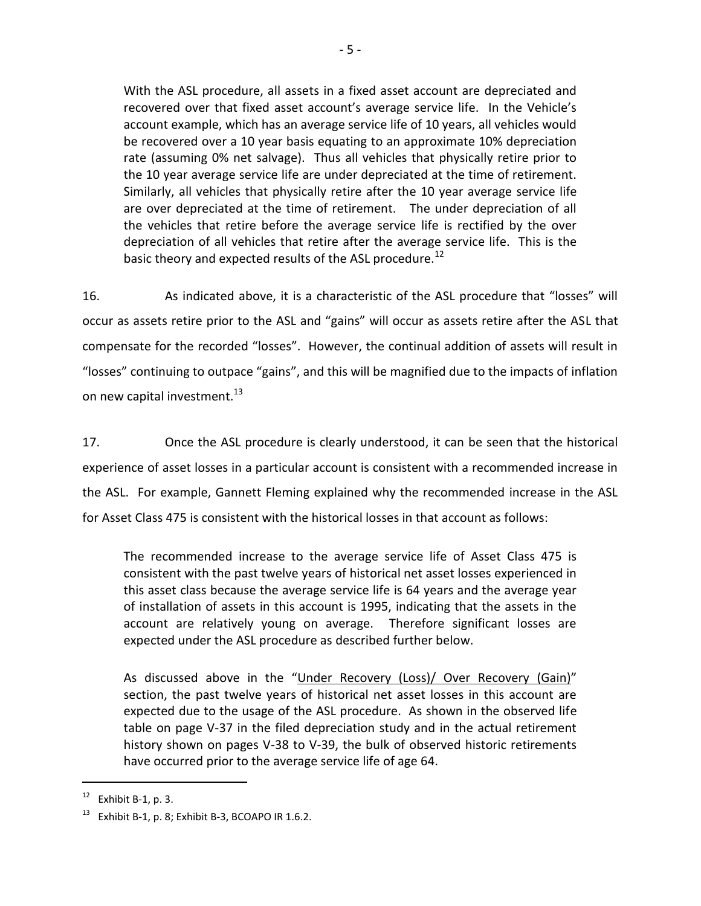> With the ASL procedure, all assets in a fixed asset account are depreciated and recovered over that fixed asset account's average service life. In the Vehicle's account example, which has an average service life of 10 years, all vehicles would be recovered over a 10 year basis equating to an approximate 10% depreciation rate (assuming 0% net salvage). Thus all vehicles that physically retire prior to the 10 year average service life are under depreciated at the time of retirement. Similarly, all vehicles that physically retire after the 10 year average service life are over depreciated at the time of retirement. The under depreciation of all the vehicles that retire before the average service life is rectified by the over depreciation of all vehicles that retire after the average service life. This is the basic theory and expected results of the ASL procedure.[12]

16. As indicated above, it is a characteristic of the ASL procedure that "losses" will occur as assets retire prior to the ASL and "gains" will occur as assets retire after the ASL that compensate for the recorded "losses". However, the continual addition of assets will result in "losses" continuing to outpace "gains", and this will be magnified due to the impacts of inflation on new capital investment.[13]

17. Once the ASL procedure is clearly understood, it can be seen that the historical experience of asset losses in a particular account is consistent with a recommended increase in the ASL. For example, Gannett Fleming explained why the recommended increase in the ASL for Asset Class 475 is consistent with the historical losses in that account as follows:

> The recommended increase to the average service life of Asset Class 475 is consistent with the past twelve years of historical net asset losses experienced in this asset class because the average service life is 64 years and the average year of installation of assets in this account is 1995, indicating that the assets in the account are relatively young on average. Therefore significant losses are expected under the ASL procedure as described further below.
>
> As discussed above in the "Under Recovery (Loss)/ Over Recovery (Gain)" section, the past twelve years of historical net asset losses in this account are expected due to the usage of the ASL procedure. As shown in the observed life table on page V-37 in the filed depreciation study and in the actual retirement history shown on pages V-38 to V-39, the bulk of observed historic retirements have occurred prior to the average service life of age 64.

---

[12] Exhibit B-1, p. 3.

[13] Exhibit B-1, p. 8; Exhibit B-3, BCOAPO IR 1.6.2.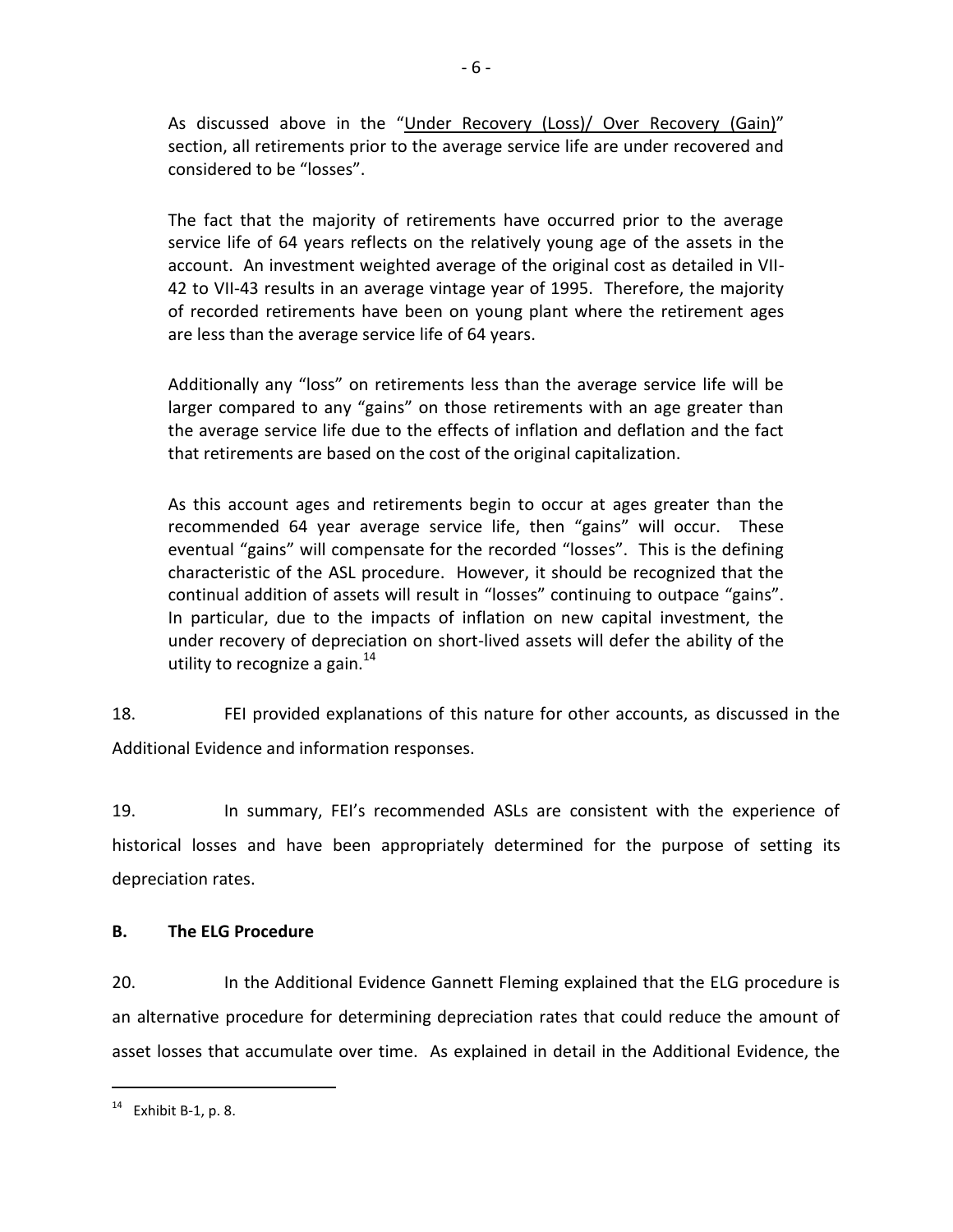> As discussed above in the "Under Recovery (Loss)/ Over Recovery (Gain)" section, all retirements prior to the average service life are under recovered and considered to be "losses".
>
> The fact that the majority of retirements have occurred prior to the average service life of 64 years reflects on the relatively young age of the assets in the account. An investment weighted average of the original cost as detailed in VII-42 to VII-43 results in an average vintage year of 1995. Therefore, the majority of recorded retirements have been on young plant where the retirement ages are less than the average service life of 64 years.
>
> Additionally any "loss" on retirements less than the average service life will be larger compared to any "gains" on those retirements with an age greater than the average service life due to the effects of inflation and deflation and the fact that retirements are based on the cost of the original capitalization.
>
> As this account ages and retirements begin to occur at ages greater than the recommended 64 year average service life, then "gains" will occur. These eventual "gains" will compensate for the recorded "losses". This is the defining characteristic of the ASL procedure. However, it should be recognized that the continual addition of assets will result in "losses" continuing to outpace "gains". In particular, due to the impacts of inflation on new capital investment, the under recovery of depreciation on short-lived assets will defer the ability of the utility to recognize a gain.[14]

18. FEI provided explanations of this nature for other accounts, as discussed in the Additional Evidence and information responses.

19. In summary, FEI's recommended ASLs are consistent with the experience of historical losses and have been appropriately determined for the purpose of setting its depreciation rates.

## B. The ELG Procedure

20. In the Additional Evidence Gannett Fleming explained that the ELG procedure is an alternative procedure for determining depreciation rates that could reduce the amount of asset losses that accumulate over time. As explained in detail in the Additional Evidence, the

---

[14] Exhibit B-1, p. 8.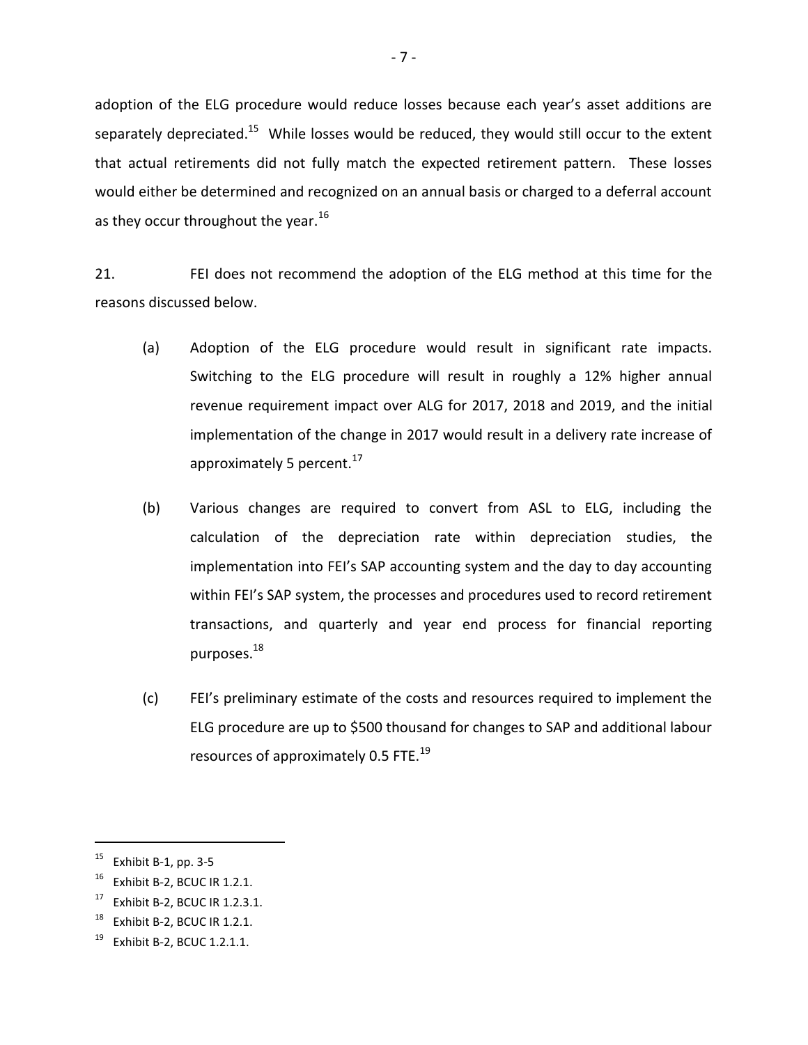adoption of the ELG procedure would reduce losses because each year's asset additions are separately depreciated.[15] While losses would be reduced, they would still occur to the extent that actual retirements did not fully match the expected retirement pattern. These losses would either be determined and recognized on an annual basis or charged to a deferral account as they occur throughout the year.[16]

21. FEI does not recommend the adoption of the ELG method at this time for the reasons discussed below.

(a) Adoption of the ELG procedure would result in significant rate impacts. Switching to the ELG procedure will result in roughly a 12% higher annual revenue requirement impact over ALG for 2017, 2018 and 2019, and the initial implementation of the change in 2017 would result in a delivery rate increase of approximately 5 percent.[17]

(b) Various changes are required to convert from ASL to ELG, including the calculation of the depreciation rate within depreciation studies, the implementation into FEI's SAP accounting system and the day to day accounting within FEI's SAP system, the processes and procedures used to record retirement transactions, and quarterly and year end process for financial reporting purposes.[18]

(c) FEI's preliminary estimate of the costs and resources required to implement the ELG procedure are up to $500 thousand for changes to SAP and additional labour resources of approximately 0.5 FTE.[19]

---

[15] Exhibit B-1, pp. 3-5

[16] Exhibit B-2, BCUC IR 1.2.1.

[17] Exhibit B-2, BCUC IR 1.2.3.1.

[18] Exhibit B-2, BCUC IR 1.2.1.

[19] Exhibit B-2, BCUC 1.2.1.1.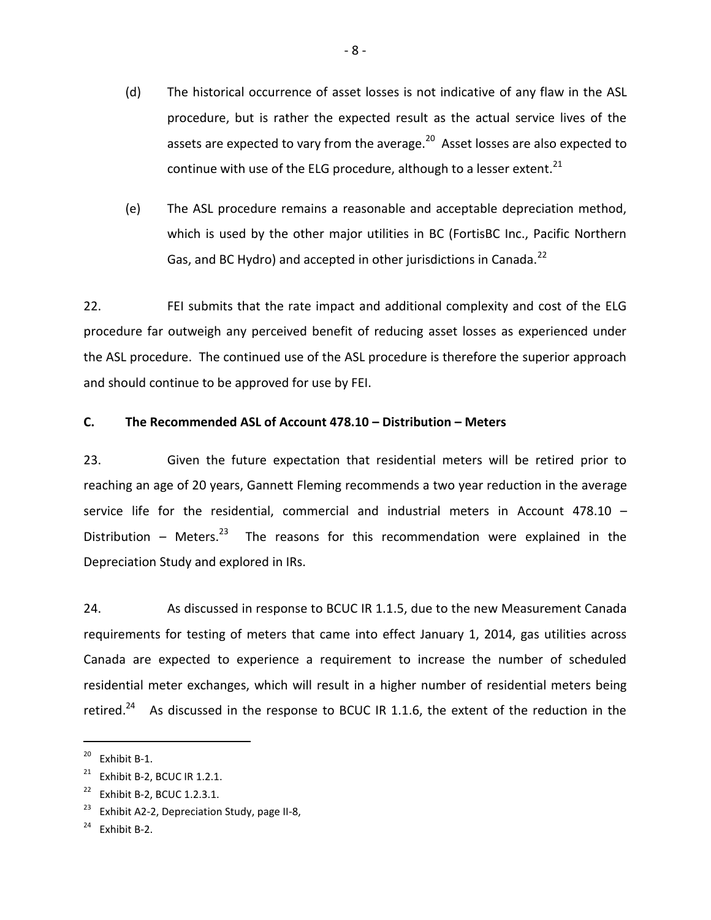(d) The historical occurrence of asset losses is not indicative of any flaw in the ASL procedure, but is rather the expected result as the actual service lives of the assets are expected to vary from the average.[20] Asset losses are also expected to continue with use of the ELG procedure, although to a lesser extent.[21]

(e) The ASL procedure remains a reasonable and acceptable depreciation method, which is used by the other major utilities in BC (FortisBC Inc., Pacific Northern Gas, and BC Hydro) and accepted in other jurisdictions in Canada.[22]

22. FEI submits that the rate impact and additional complexity and cost of the ELG procedure far outweigh any perceived benefit of reducing asset losses as experienced under the ASL procedure. The continued use of the ASL procedure is therefore the superior approach and should continue to be approved for use by FEI.

**C. The Recommended ASL of Account 478.10 – Distribution – Meters**

23. Given the future expectation that residential meters will be retired prior to reaching an age of 20 years, Gannett Fleming recommends a two year reduction in the average service life for the residential, commercial and industrial meters in Account 478.10 – Distribution – Meters.[23] The reasons for this recommendation were explained in the Depreciation Study and explored in IRs.

24. As discussed in response to BCUC IR 1.1.5, due to the new Measurement Canada requirements for testing of meters that came into effect January 1, 2014, gas utilities across Canada are expected to experience a requirement to increase the number of scheduled residential meter exchanges, which will result in a higher number of residential meters being retired.[24] As discussed in the response to BCUC IR 1.1.6, the extent of the reduction in the

---

[20] Exhibit B-1.

[21] Exhibit B-2, BCUC IR 1.2.1.

[22] Exhibit B-2, BCUC 1.2.3.1.

[23] Exhibit A2-2, Depreciation Study, page II-8,

[24] Exhibit B-2.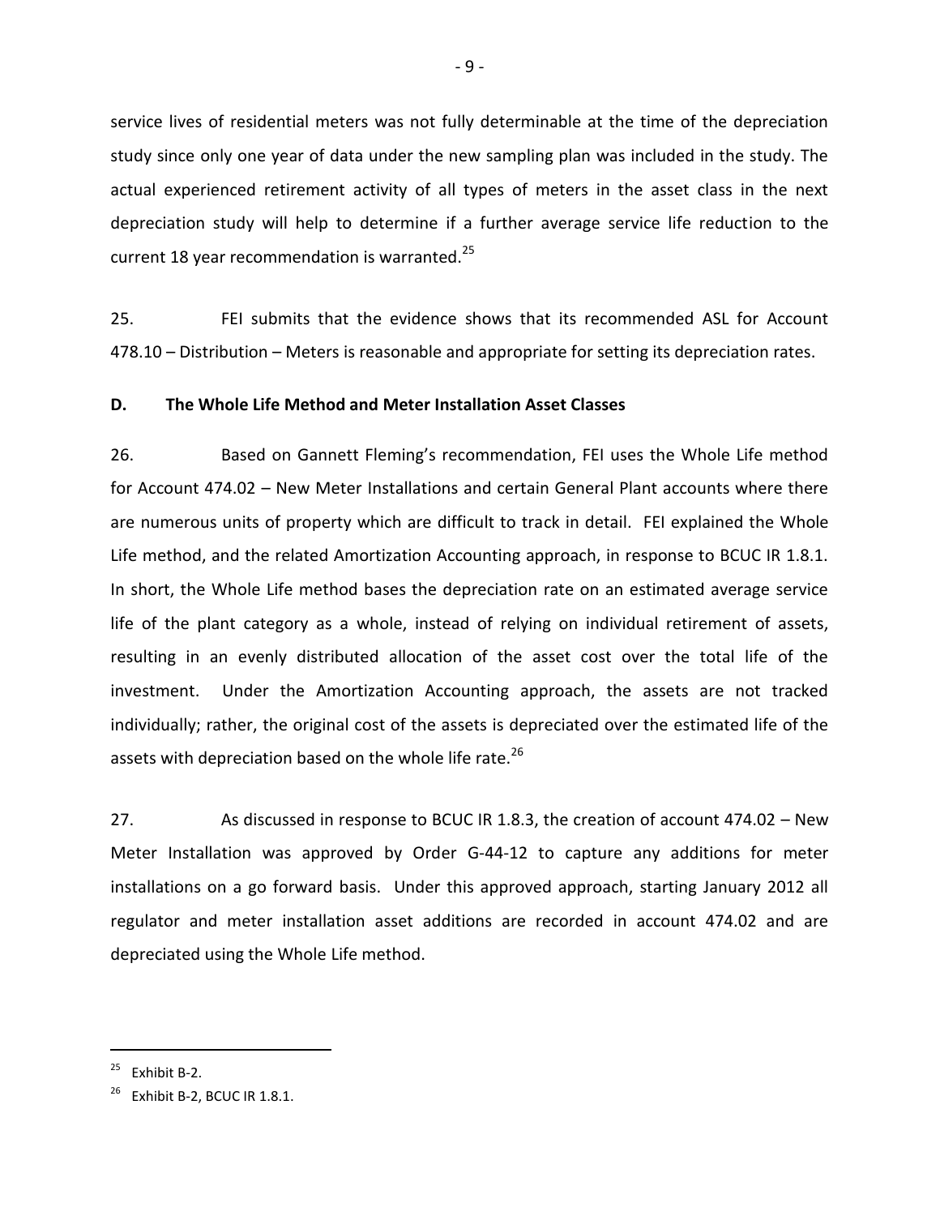service lives of residential meters was not fully determinable at the time of the depreciation study since only one year of data under the new sampling plan was included in the study. The actual experienced retirement activity of all types of meters in the asset class in the next depreciation study will help to determine if a further average service life reduction to the current 18 year recommendation is warranted.[25]

25. FEI submits that the evidence shows that its recommended ASL for Account 478.10 – Distribution – Meters is reasonable and appropriate for setting its depreciation rates.

### D. The Whole Life Method and Meter Installation Asset Classes

26. Based on Gannett Fleming's recommendation, FEI uses the Whole Life method for Account 474.02 – New Meter Installations and certain General Plant accounts where there are numerous units of property which are difficult to track in detail. FEI explained the Whole Life method, and the related Amortization Accounting approach, in response to BCUC IR 1.8.1. In short, the Whole Life method bases the depreciation rate on an estimated average service life of the plant category as a whole, instead of relying on individual retirement of assets, resulting in an evenly distributed allocation of the asset cost over the total life of the investment. Under the Amortization Accounting approach, the assets are not tracked individually; rather, the original cost of the assets is depreciated over the estimated life of the assets with depreciation based on the whole life rate.[26]

27. As discussed in response to BCUC IR 1.8.3, the creation of account 474.02 – New Meter Installation was approved by Order G-44-12 to capture any additions for meter installations on a go forward basis. Under this approved approach, starting January 2012 all regulator and meter installation asset additions are recorded in account 474.02 and are depreciated using the Whole Life method.

---

[25] Exhibit B-2.

[26] Exhibit B-2, BCUC IR 1.8.1.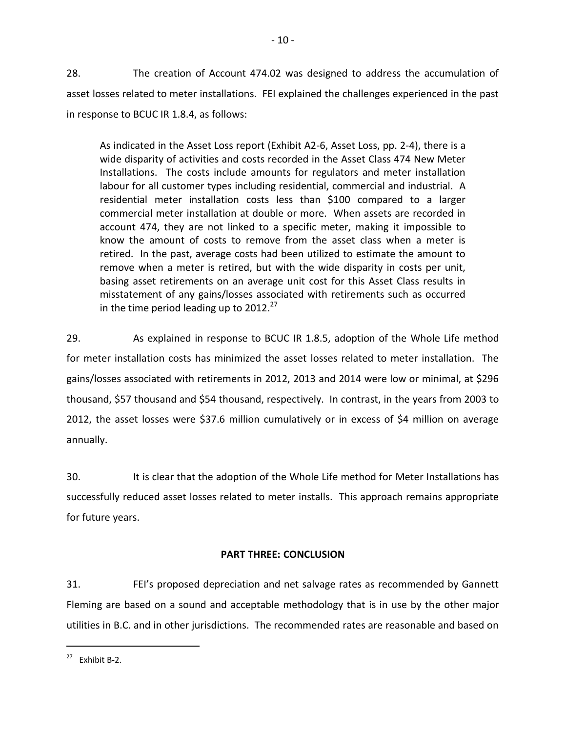28. The creation of Account 474.02 was designed to address the accumulation of asset losses related to meter installations. FEI explained the challenges experienced in the past in response to BCUC IR 1.8.4, as follows:

> As indicated in the Asset Loss report (Exhibit A2-6, Asset Loss, pp. 2-4), there is a wide disparity of activities and costs recorded in the Asset Class 474 New Meter Installations. The costs include amounts for regulators and meter installation labour for all customer types including residential, commercial and industrial. A residential meter installation costs less than $100 compared to a larger commercial meter installation at double or more. When assets are recorded in account 474, they are not linked to a specific meter, making it impossible to know the amount of costs to remove from the asset class when a meter is retired. In the past, average costs had been utilized to estimate the amount to remove when a meter is retired, but with the wide disparity in costs per unit, basing asset retirements on an average unit cost for this Asset Class results in misstatement of any gains/losses associated with retirements such as occurred in the time period leading up to 2012.[27]

29. As explained in response to BCUC IR 1.8.5, adoption of the Whole Life method for meter installation costs has minimized the asset losses related to meter installation. The gains/losses associated with retirements in 2012, 2013 and 2014 were low or minimal, at $296 thousand, $57 thousand and $54 thousand, respectively. In contrast, in the years from 2003 to 2012, the asset losses were $37.6 million cumulatively or in excess of $4 million on average annually.

30. It is clear that the adoption of the Whole Life method for Meter Installations has successfully reduced asset losses related to meter installs. This approach remains appropriate for future years.

## PART THREE: CONCLUSION

31. FEI's proposed depreciation and net salvage rates as recommended by Gannett Fleming are based on a sound and acceptable methodology that is in use by the other major utilities in B.C. and in other jurisdictions. The recommended rates are reasonable and based on

[27] Exhibit B-2.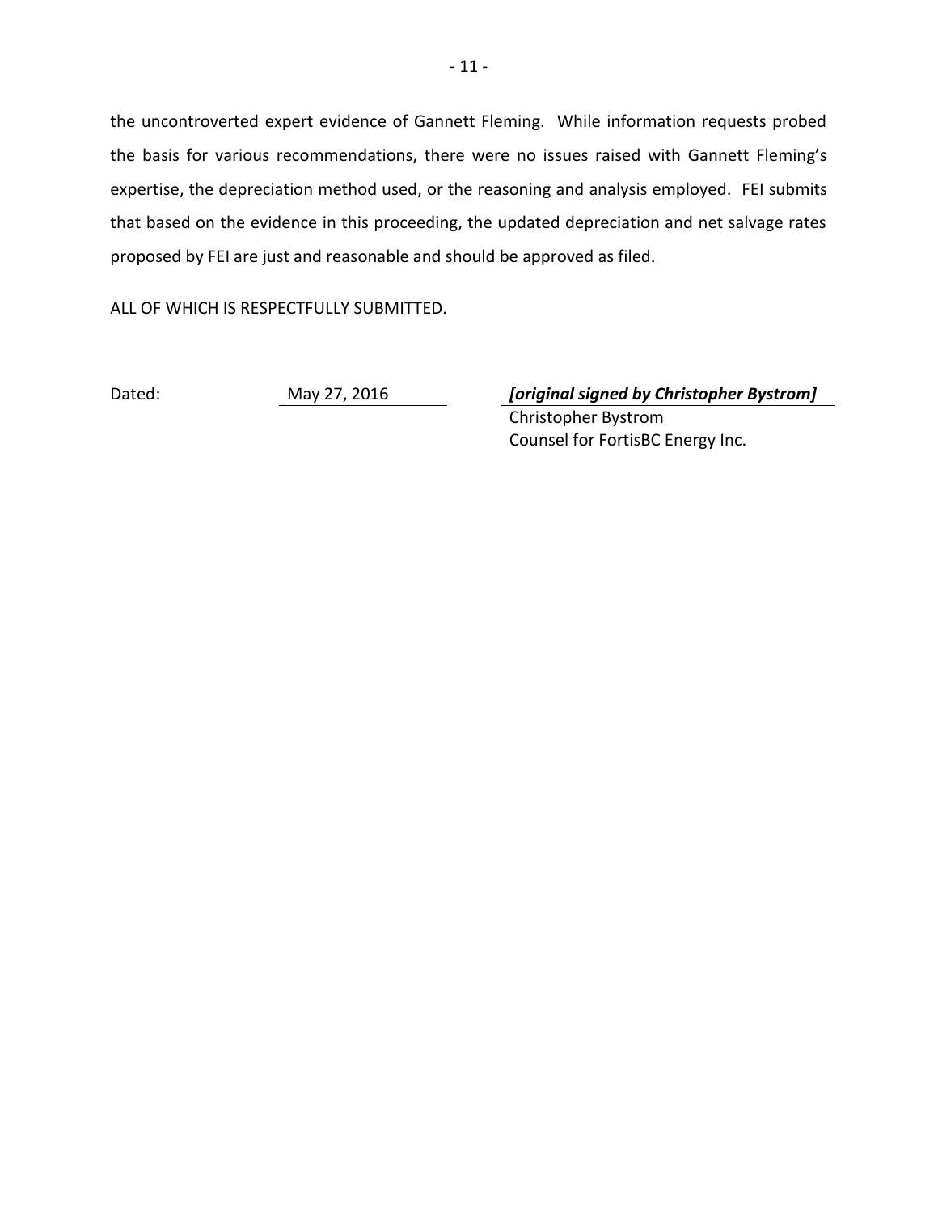the uncontroverted expert evidence of Gannett Fleming. While information requests probed the basis for various recommendations, there were no issues raised with Gannett Fleming's expertise, the depreciation method used, or the reasoning and analysis employed. FEI submits that based on the evidence in this proceeding, the updated depreciation and net salvage rates proposed by FEI are just and reasonable and should be approved as filed.

ALL OF WHICH IS RESPECTFULLY SUBMITTED.

Dated: May 27, 2016

***[original signed by Christopher Bystrom]***

Christopher Bystrom
Counsel for FortisBC Energy Inc.